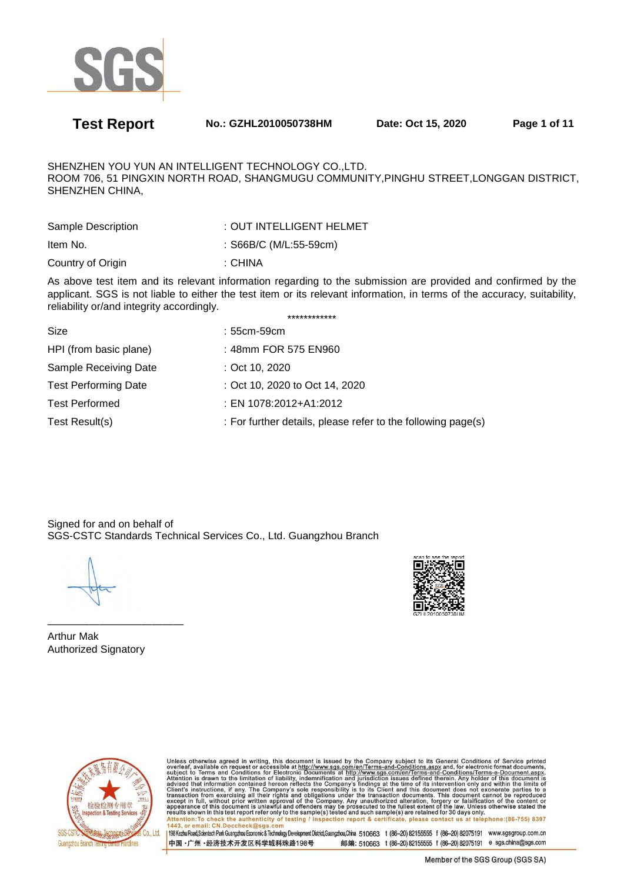# Test Report

**No.: GZHL2010050738HM** **Date: Oct 15, 2020**

SHENZHEN YOU YUN AN INTELLIGENT TECHNOLOGY CO.,LTD.
ROOM 706, 51 PINGXIN NORTH ROAD, SHANGMUGU COMMUNITY,PINGHU STREET,LONGGAN DISTRICT, SHENZHEN CHINA,

| | |
|---|---|
| Sample Description | : OUT INTELLIGENT HELMET |
| Item No. | : S66B/C (M/L:55-59cm) |
| Country of Origin | : CHINA |

As above test item and its relevant information regarding to the submission are provided and confirmed by the applicant. SGS is not liable to either the test item or its relevant information, in terms of the accuracy, suitability, reliability or/and integrity accordingly.

************

| | |
|---|---|
| Size | : 55cm-59cm |
| HPI (from basic plane) | : 48mm FOR 575 EN960 |
| Sample Receiving Date | : Oct 10, 2020 |
| Test Performing Date | : Oct 10, 2020 to Oct 14, 2020 |
| Test Performed | : EN 1078:2012+A1:2012 |
| Test Result(s) | : For further details, please refer to the following page(s) |

Signed for and on behalf of
SGS-CSTC Standards Technical Services Co., Ltd. Guangzhou Branch

Arthur Mak
Authorized Signatory

Unless otherwise agreed in writing, this document is issued by the Company subject to its General Conditions of Service printed overleaf, available on request or accessible at http://www.sgs.com/en/Terms-and-Conditions.aspx and, for electronic format documents, subject to Terms and Conditions for Electronic Documents at http://www.sgs.com/en/Terms-and-Conditions/Terms-e-Document.aspx. Attention is drawn to the limitation of liability, indemnification and jurisdiction issues defined therein. Any holder of this document is advised that information contained hereon reflects the Company's findings at the time of its intervention only and within the limits of Client's instructions, if any. The Company's sole responsibility is to its Client and this document does not exonerate parties to a transaction from exercising all their rights and obligations under the transaction documents. This document cannot be reproduced except in full, without prior written approval of the Company. Any unauthorized alteration, forgery or falsification of the content or appearance of this document is unlawful and offenders may be prosecuted to the fullest extent of the law. Unless otherwise stated the results shown in this test report refer only to the sample(s) tested and such sample(s) are retained for 30 days only.
**Attention:To check the authenticity of testing / inspection report & certificate, please contact us at telephone:(86-755) 8307 1443, or email: CN.Doccheck@sgs.com**

198 Kezhu Road,Scientech Park Guangzhou Economic & Technology Development District,Guangzhou,China 510663 t (86-20) 82155555 f (86-20) 82075191 www.sgsgroup.com.cn
中国・广州・经济技术开发区科学城科珠路198号 邮编: 510663 t (86-20) 82155555 f (86-20) 82075191 e sgs.china@sgs.com

Member of the SGS Group (SGS SA)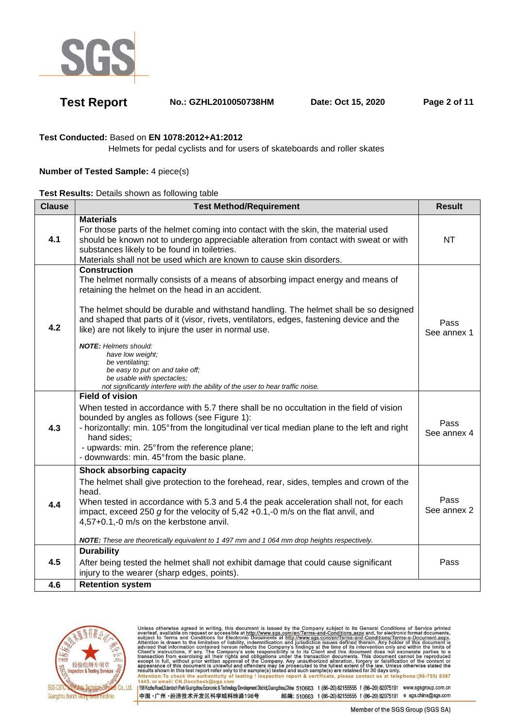**Test Conducted:** Based on **EN 1078:2012+A1:2012**

Helmets for pedal cyclists and for users of skateboards and roller skates

**Number of Tested Sample:** 4 piece(s)

**Test Results:** Details shown as following table

| Clause | Test Method/Requirement | Result |
|---|---|---|
| 4.1 | **Materials**<br>For those parts of the helmet coming into contact with the skin, the material used should be known not to undergo appreciable alteration from contact with sweat or with substances likely to be found in toiletries.<br>Materials shall not be used which are known to cause skin disorders. | NT |
| 4.2 | **Construction**<br>The helmet normally consists of a means of absorbing impact energy and means of retaining the helmet on the head in an accident.<br><br>The helmet should be durable and withstand handling. The helmet shall be so designed and shaped that parts of it (visor, rivets, ventilators, edges, fastening device and the like) are not likely to injure the user in normal use.<br><br>***NOTE:*** *Helmets should:*<br>*have low weight;*<br>*be ventilating;*<br>*be easy to put on and take off;*<br>*be usable with spectacles;*<br>*not significantly interfere with the ability of the user to hear traffic noise.* | Pass<br>See annex 1 |
| 4.3 | **Field of vision**<br>When tested in accordance with 5.7 there shall be no occultation in the field of vision bounded by angles as follows (see Figure 1):<br>- horizontally: min. 105° from the longitudinal ver tical median plane to the left and right hand sides;<br>- upwards: min. 25° from the reference plane;<br>- downwards: min. 45° from the basic plane. | Pass<br>See annex 4 |
| 4.4 | **Shock absorbing capacity**<br>The helmet shall give protection to the forehead, rear, sides, temples and crown of the head.<br>When tested in accordance with 5.3 and 5.4 the peak acceleration shall not, for each impact, exceed 250 *g* for the velocity of 5,42 +0.1,-0 m/s on the flat anvil, and 4,57+0.1,-0 m/s on the kerbstone anvil.<br><br>***NOTE:*** *These are theoretically equivalent to 1 497 mm and 1 064 mm drop heights respectively.* | Pass<br>See annex 2 |
| 4.5 | **Durability**<br>After being tested the helmet shall not exhibit damage that could cause significant injury to the wearer (sharp edges, points). | Pass |
| 4.6 | **Retention system** | |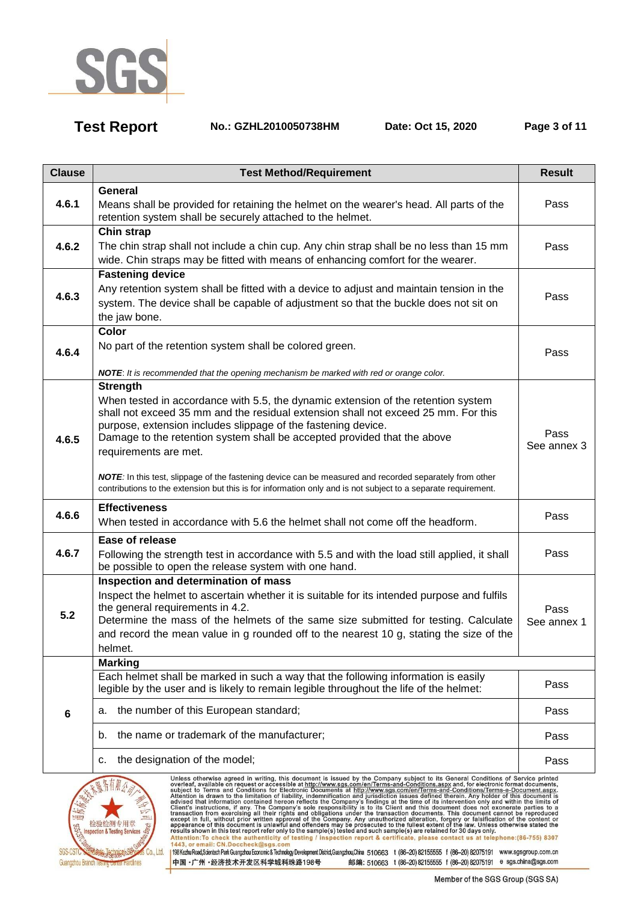| Clause | Test Method/Requirement | Result |
|---|---|---|
| 4.6.1 | **General**<br>Means shall be provided for retaining the helmet on the wearer's head. All parts of the retention system shall be securely attached to the helmet. | Pass |
| 4.6.2 | **Chin strap**<br>The chin strap shall not include a chin cup. Any chin strap shall be no less than 15 mm wide. Chin straps may be fitted with means of enhancing comfort for the wearer. | Pass |
| 4.6.3 | **Fastening device**<br>Any retention system shall be fitted with a device to adjust and maintain tension in the system. The device shall be capable of adjustment so that the buckle does not sit on the jaw bone. | Pass |
| 4.6.4 | **Color**<br>No part of the retention system shall be colored green.<br><br>***NOTE****: It is recommended that the opening mechanism be marked with red or orange color.* | Pass |
| 4.6.5 | **Strength**<br>When tested in accordance with 5.5, the dynamic extension of the retention system shall not exceed 35 mm and the residual extension shall not exceed 25 mm. For this purpose, extension includes slippage of the fastening device.<br>Damage to the retention system shall be accepted provided that the above requirements are met.<br><br>***NOTE***: In this test, slippage of the fastening device can be measured and recorded separately from other contributions to the extension but this is for information only and is not subject to a separate requirement. | Pass<br>See annex 3 |
| 4.6.6 | **Effectiveness**<br>When tested in accordance with 5.6 the helmet shall not come off the headform. | Pass |
| 4.6.7 | **Ease of release**<br>Following the strength test in accordance with 5.5 and with the load still applied, it shall be possible to open the release system with one hand. | Pass |
| 5.2 | **Inspection and determination of mass**<br>Inspect the helmet to ascertain whether it is suitable for its intended purpose and fulfils the general requirements in 4.2.<br>Determine the mass of the helmets of the same size submitted for testing. Calculate and record the mean value in g rounded off to the nearest 10 g, stating the size of the helmet. | Pass<br>See annex 1 |
| 6 | **Marking**<br>Each helmet shall be marked in such a way that the following information is easily legible by the user and is likely to remain legible throughout the life of the helmet: | Pass |
| | a. the number of this European standard; | Pass |
| | b. the name or trademark of the manufacturer; | Pass |
| | c. the designation of the model; | Pass |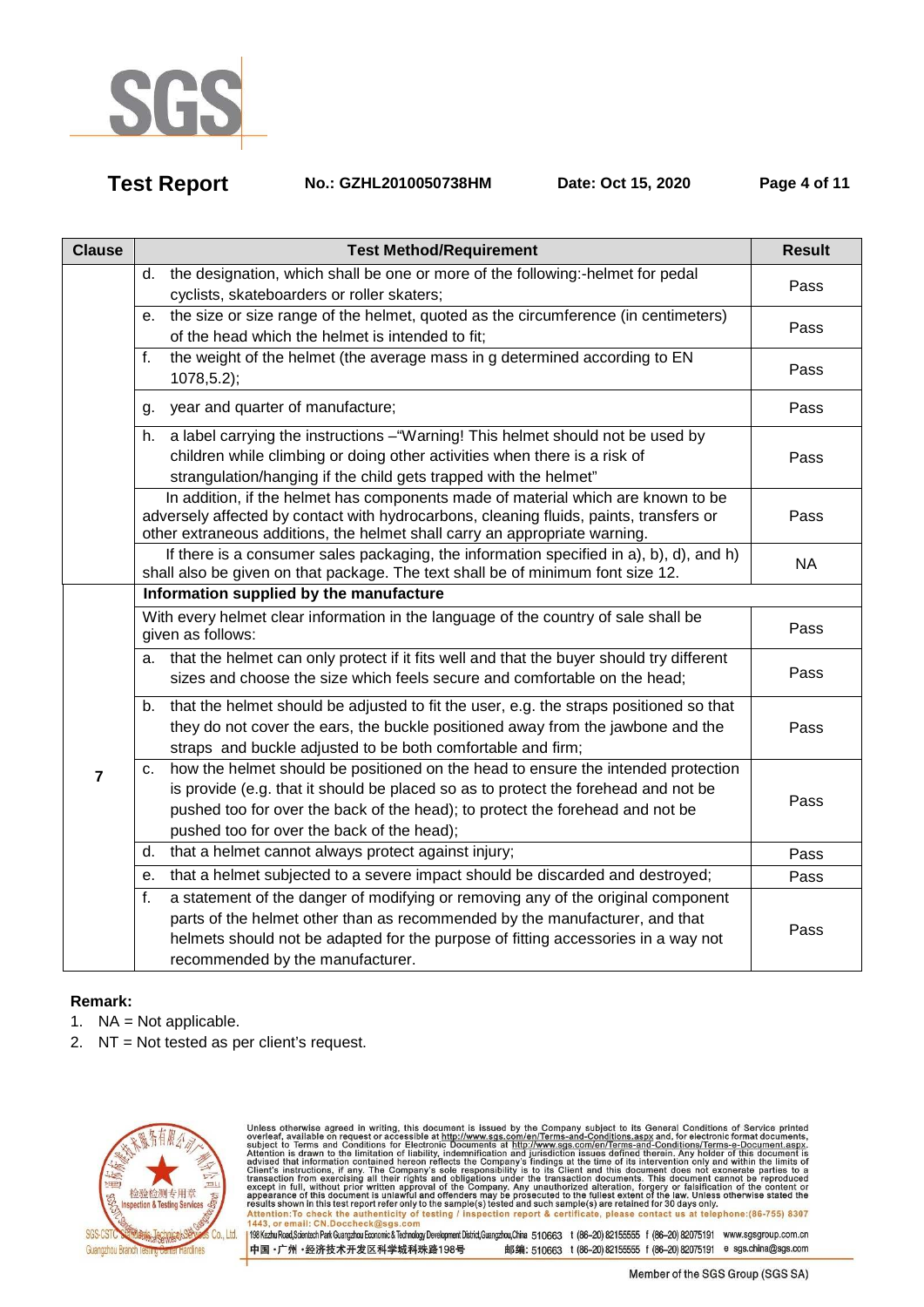| Clause | Test Method/Requirement | Result |
|---|---|---|
| | d. the designation, which shall be one or more of the following:-helmet for pedal cyclists, skateboarders or roller skaters; | Pass |
| | e. the size or size range of the helmet, quoted as the circumference (in centimeters) of the head which the helmet is intended to fit; | Pass |
| | f. the weight of the helmet (the average mass in g determined according to EN 1078,5.2); | Pass |
| | g. year and quarter of manufacture; | Pass |
| | h. a label carrying the instructions –"Warning! This helmet should not be used by children while climbing or doing other activities when there is a risk of strangulation/hanging if the child gets trapped with the helmet" | Pass |
| | In addition, if the helmet has components made of material which are known to be adversely affected by contact with hydrocarbons, cleaning fluids, paints, transfers or other extraneous additions, the helmet shall carry an appropriate warning. | Pass |
| | If there is a consumer sales packaging, the information specified in a), b), d), and h) shall also be given on that package. The text shall be of minimum font size 12. | NA |
| 7 | **Information supplied by the manufacture** | |
| | With every helmet clear information in the language of the country of sale shall be given as follows: | Pass |
| | a. that the helmet can only protect if it fits well and that the buyer should try different sizes and choose the size which feels secure and comfortable on the head; | Pass |
| | b. that the helmet should be adjusted to fit the user, e.g. the straps positioned so that they do not cover the ears, the buckle positioned away from the jawbone and the straps and buckle adjusted to be both comfortable and firm; | Pass |
| | c. how the helmet should be positioned on the head to ensure the intended protection is provide (e.g. that it should be placed so as to protect the forehead and not be pushed too for over the back of the head); to protect the forehead and not be pushed too for over the back of the head); | Pass |
| | d. that a helmet cannot always protect against injury; | Pass |
| | e. that a helmet subjected to a severe impact should be discarded and destroyed; | Pass |
| | f. a statement of the danger of modifying or removing any of the original component parts of the helmet other than as recommended by the manufacturer, and that helmets should not be adapted for the purpose of fitting accessories in a way not recommended by the manufacturer. | Pass |

**Remark:**

1. NA = Not applicable.
2. NT = Not tested as per client's request.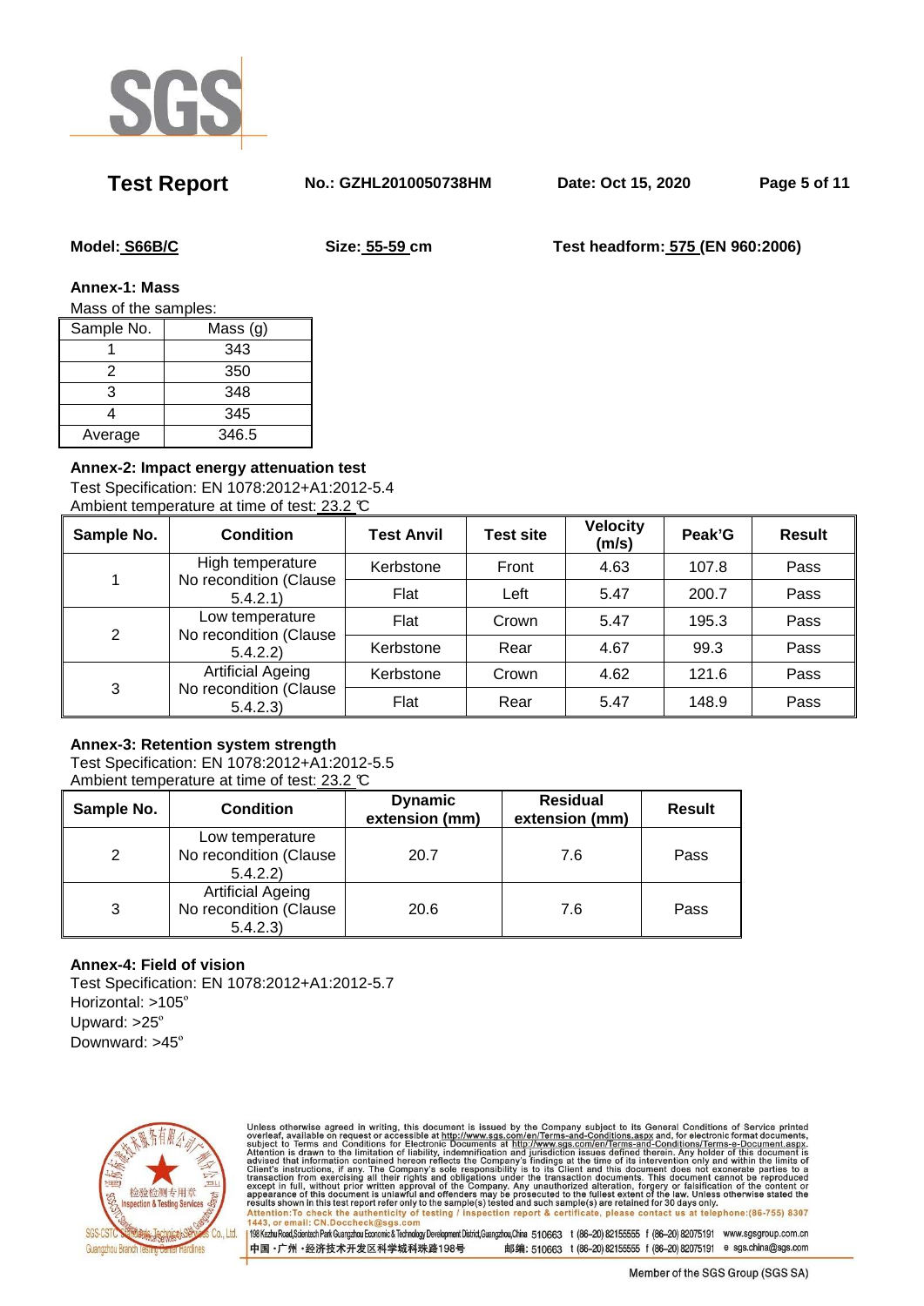**Model: S66B/C** **Size: 55-59 cm** **Test headform: 575 (EN 960:2006)**

**Annex-1: Mass**

Mass of the samples:

| Sample No. | Mass (g) |
|---|---|
| 1 | 343 |
| 2 | 350 |
| 3 | 348 |
| 4 | 345 |
| Average | 346.5 |

**Annex-2: Impact energy attenuation test**

Test Specification: EN 1078:2012+A1:2012-5.4

Ambient temperature at time of test: 23.2 ℃

| Sample No. | Condition | Test Anvil | Test site | Velocity (m/s) | Peak'G | Result |
|---|---|---|---|---|---|---|
| 1 | High temperature No recondition (Clause 5.4.2.1) | Kerbstone | Front | 4.63 | 107.8 | Pass |
| | | Flat | Left | 5.47 | 200.7 | Pass |
| 2 | Low temperature No recondition (Clause 5.4.2.2) | Flat | Crown | 5.47 | 195.3 | Pass |
| | | Kerbstone | Rear | 4.67 | 99.3 | Pass |
| 3 | Artificial Ageing No recondition (Clause 5.4.2.3) | Kerbstone | Crown | 4.62 | 121.6 | Pass |
| | | Flat | Rear | 5.47 | 148.9 | Pass |

**Annex-3: Retention system strength**

Test Specification: EN 1078:2012+A1:2012-5.5

Ambient temperature at time of test: 23.2 ℃

| Sample No. | Condition | Dynamic extension (mm) | Residual extension (mm) | Result |
|---|---|---|---|---|
| 2 | Low temperature No recondition (Clause 5.4.2.2) | 20.7 | 7.6 | Pass |
| 3 | Artificial Ageing No recondition (Clause 5.4.2.3) | 20.6 | 7.6 | Pass |

**Annex-4: Field of vision**

Test Specification: EN 1078:2012+A1:2012-5.7

Horizontal: >105º

Upward: >25º

Downward: >45º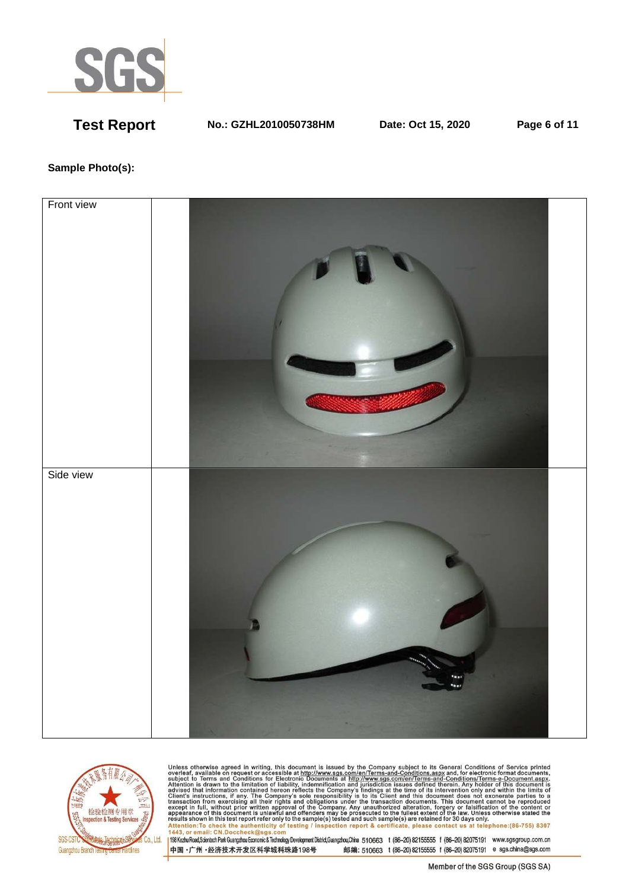**Sample Photo(s):**

| Front view | |
|---|---|
| Side view | |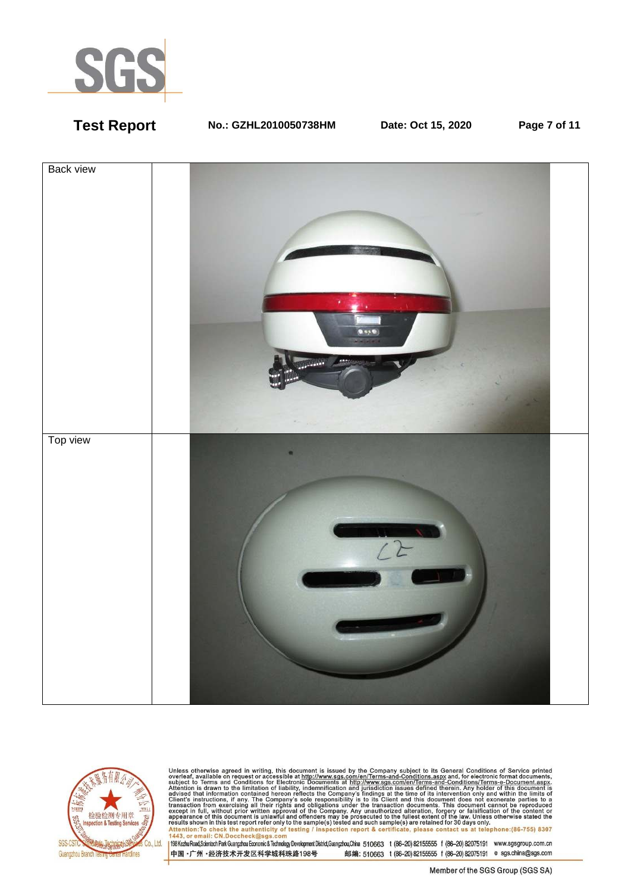| Back view | |
|---|---|
| Top view | |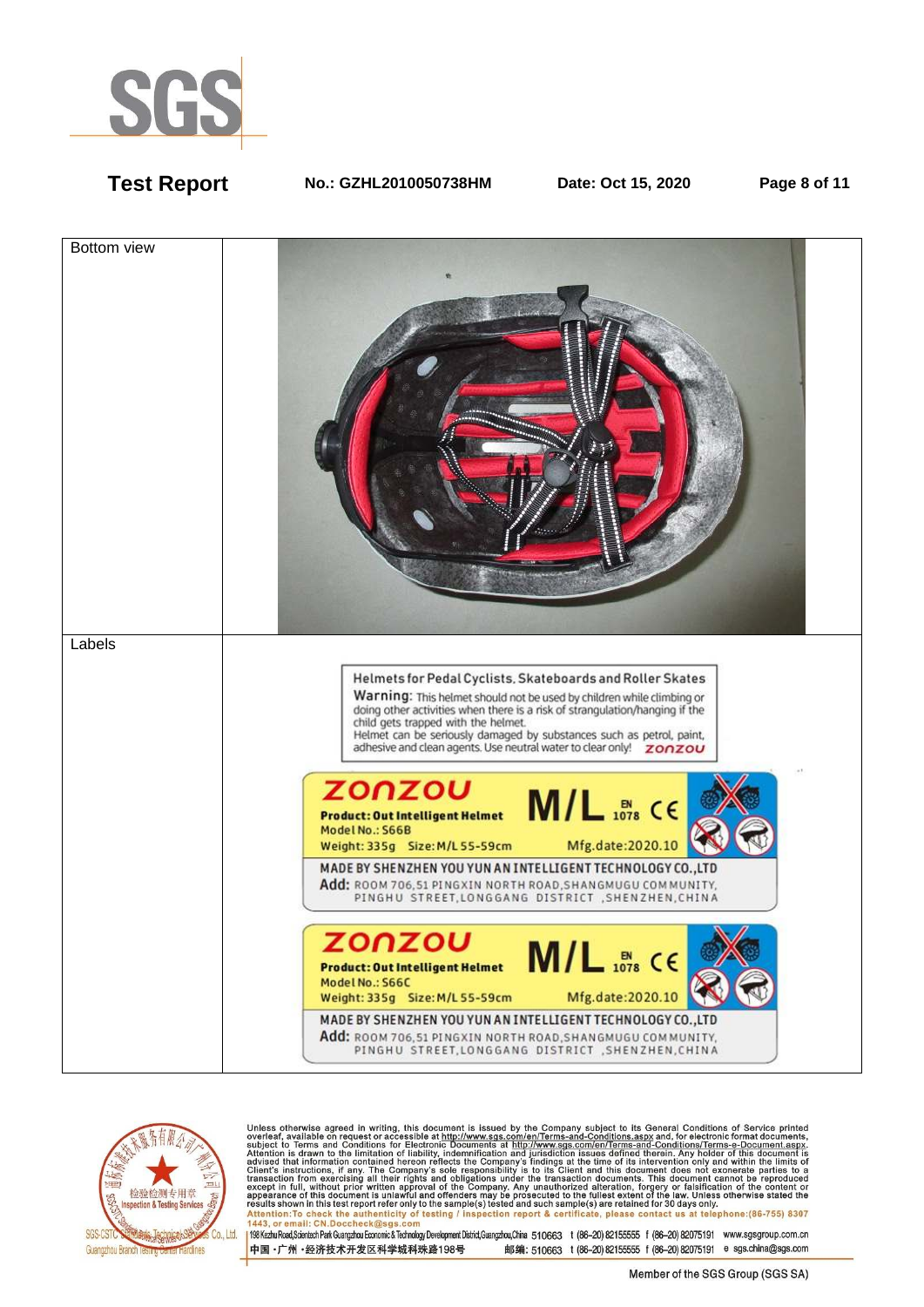| Bottom view | |
|---|---|
| Labels | Helmets for Pedal Cyclists, Skateboards and Roller Skates<br>**Warning:** This helmet should not be used by children while climbing or doing other activities when there is a risk of strangulation/hanging if the child gets trapped with the helmet.<br>Helmet can be seriously damaged by substances such as petrol, paint, adhesive and clean agents. Use neutral water to clear only! ZONZOU<br><br>ZONZOU M/L EN 1078 CE<br>**Product: Out Intelligent Helmet**<br>Model No.: S66B<br>Weight: 335g Size: M/L 55-59cm Mfg.date:2020.10<br>MADE BY SHENZHEN YOU YUN AN INTELLIGENT TECHNOLOGY CO.,LTD<br>**Add:** ROOM 706,51 PINGXIN NORTH ROAD,SHANGMUGU COMMUNITY, PINGHU STREET,LONGGANG DISTRICT ,SHENZHEN,CHINA<br><br>ZONZOU M/L EN 1078 CE<br>**Product: Out Intelligent Helmet**<br>Model No.: S66C<br>Weight: 335g Size: M/L 55-59cm Mfg.date:2020.10<br>MADE BY SHENZHEN YOU YUN AN INTELLIGENT TECHNOLOGY CO.,LTD<br>**Add:** ROOM 706,51 PINGXIN NORTH ROAD,SHANGMUGU COMMUNITY, PINGHU STREET,LONGGANG DISTRICT ,SHENZHEN,CHINA |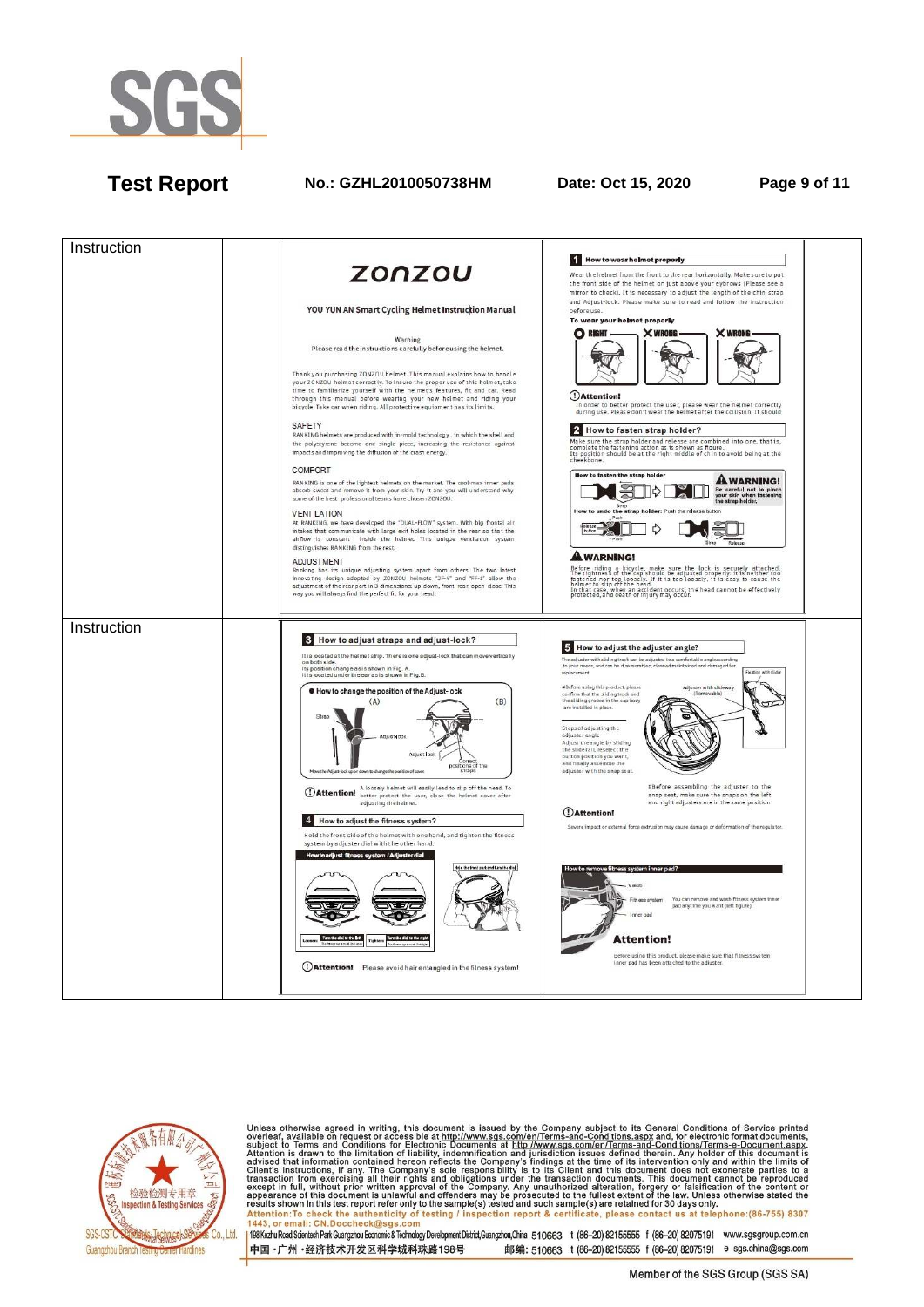| Instruction | | |
|---|---|---|
| Instruction | | ZONZOU<br><br>YOU YUN AN Smart Cycling Helmet Instruction Manual<br><br>Warning<br>Please read the instructions carefully before using the helmet.<br><br>Thank you purchasing ZONZOU helmet. This manual explains how to handle your ZONZOU helmet correctly. To insure the proper use of this helmet, take time to familiarize yourself with the helmet's features, fit and car. Read through this manual before wearing your new helmet and riding your bicycle. Take car when riding. All protective equipment has its limits.<br><br>SAFETY<br>RANKING helmets are produced with in-mold technology, in which the shell and the polystyrene become one single piece, increasing the resistance against impacts and improving the diffusion of the crash energy.<br><br>COMFORT<br>RANKING is one of the lightest helmets on the market. The cool-max inner pads absorb sweat and remove it from your skin. Try it and you will understand why some of the best professional teams have chosen ZONZOU.<br><br>VENTILATION<br>At RANKING, we have developed the "DUAL-FLOW" system. With big frontal air intakes that communicate with large exit holes located in the rear so that the airflow is constant inside the helmet. This unique ventilation system distinguishes RANKING from the rest.<br><br>ADJUSTMENT<br>Ranking has its unique adjusting system apart from others. The two latest innovating design adopted by ZONZOU helmets "JF-4" and "FF-1" allow the adjustment of the rear part in 3 dimensions: up-down, front-rear, open-close. This way you will always find the perfect fit for your head.<br><br>1 How to wear helmet properly<br>Wear the helmet from the front to the rear horizontally. Make sure to put the front side of the helmet on just above your eybrows (Please see a mirror to check). It is necessary to adjust the length of the chin strap and Adjust-lock. Please make sure to read and follow the instruction before use.<br>To wear your helmet properly<br>RIGHT / WRONG / WRONG<br>Attention!<br>In order to better protect the user, please wear the helmet correctly during use. Please don't wear the helmet after the collision. It should<br><br>2 How to fasten strap holder?<br>Make sure the strap holder and release are combined into one, that is, complete the fastening action as is shown as figure.<br>Its position should be at the right middle of chin to avoid being at the cheekbone.<br>How to fasten the strap holder<br>WARNING! Be careful not to pinch your skin when fastening the strap holder.<br>How to undo the strap holder: Push the release button<br>Release button / Push / Strap / Release<br><br>WARNING!<br>Before riding a bicycle, make sure the lock is securely attached. The tightness of the cap should be adjusted properly. It is neither too fastened nor too loosely. If it is too loosely, it is easy to cause the helmet to slip off the head.<br>In that case, when an accident occurs, the head cannot be effectively protected, and death or injury may occur. |
| Instruction | | 3 How to adjust straps and adjust-lock?<br>It is located at the helmet strip. There is one adjust-lock that can move vertically on both side.<br>Its position change as is shown in Fig. A.<br>It is located under the ear as is shown in Fig.B.<br>How to change the position of the Adjust-lock<br>(A) (B)<br>Strap / Adjust-lock / Adjust-lock / Correct positions of the straps<br>Move the Adjust-lock up or down to change the position of cover.<br>Attention! A loosely helmet will easily lead to slip off the head. To better protect the user, close the helmet cover after adjusting the helmet.<br><br>4 How to adjust the fitness system?<br>Hold the front side of the helmet with one hand, and tighten the fitness system by adjuster dial with the other hand.<br>How to adjust fitness system / Adjuster dial<br>Loosen / Turn the dial to the left / Tighten / Turn the dial to the right<br>Attention! Please avoid hair entangled in the fitness system!<br><br>5 How to adjust the adjuster angle?<br>The adjuster with sliding track can be adjusted to a comfortable angle according to your needs, and can be disassembled, cleaned, maintained and damaged for replacement.<br>#Before using this product, please confirm that the sliding track and the sliding groove in the cap body are installed in place.<br>Adjuster with slideway (Removable)<br>Steps of adjusting the adjuster angle<br>Adjust the angle by sliding the slide rail, reselect the button position you want, and finally assemble the adjuster with the snap seat.<br>#Before assembling the adjuster to the snap seat, make sure the snaps on the left and right adjusters are in the same position<br>Attention!<br>Severe impact or external force extrusion may cause damage or deformation of the regulator.<br><br>How to remove fitness system inner pad?<br>Visor / Fitness system / Inner pad<br>You can remove and wash fitness system inner pad anytime you want (left figure)<br>Attention!<br>Before using this product, please make sure that fitness system inner pad has been attached to the adjuster. |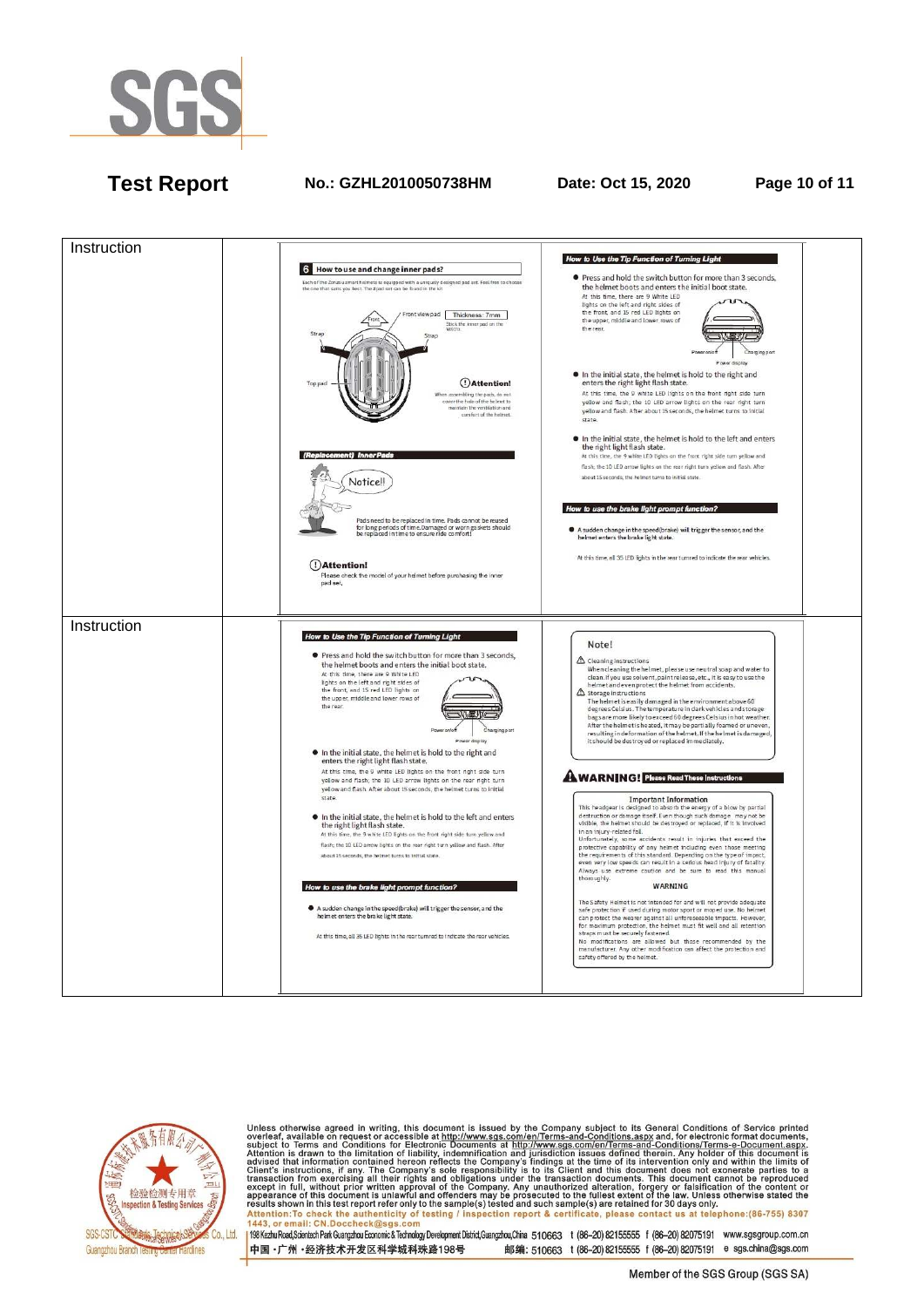| Instruction | | **6 How to use and change inner pads?**<br><br>Each of the Zorus urmart helmets is equipped with a uniquely designed pad set. Feel free to choose the one that suits you best. The 3 pad set can be found in the kit<br><br>Front view pad — Thickness: 7mm<br>Stick the inner pad on the Velcro.<br>Strap / Strap / Top pad<br><br>**Attention!** When assembling the pads, do not cover the hole of the helmet to maintain the ventilation and comfort of the helmet.<br><br>**(Replacement) Inner Pads**<br><br>Notice!!<br><br>Pads need to be replaced in time. Pads cannot be reused for long periods of time. Damaged or worn gaskets should be replaced in time to ensure ride comfort!<br><br>**Attention!** Please check the model of your helmet before purchasing the inner pad set. | **How to Use the Tip Function of Turning Light**<br><br>● Press and hold the switch button for more than 3 seconds, the helmet boots and enters the initial boot state.<br>At this time, there are 9 White LED lights on the left and right sides of the front, and 15 red LED lights on the upper, middle and lower rows of the rear.<br>Power on/off / Charging port / Power display<br><br>● In the initial state, the helmet is hold to the right and enters the right light flash state.<br>At this time, the 9 white LED lights on the front right side turn yellow and flash; the 10 LED arrow lights on the rear right turn yellow and flash. After about 15 seconds, the helmet turns to initial state.<br><br>● In the initial state, the helmet is hold to the left and enters the right light flash state.<br>At this time, the 9 white LED lights on the front right side turn yellow and flash, the 10 LED arrow lights on the rear right turn yellow and flash. After about 15 seconds, the helmet turns to initial state.<br><br>**How to use the brake light prompt function?**<br><br>● A sudden change in the speed(brake) will trigger the sensor, and the helmet enters the brake light state.<br><br>At this time, all 35 LED lights in the rear turned to indicate the rear vehicles. |
|---|---|---|---|
| Instruction | | **How to Use the Tip Function of Turning Light**<br><br>● Press and hold the switch button for more than 3 seconds, the helmet boots and enters the initial boot state.<br>At this time, there are 9 White LED lights on the left and right sides of the front, and 15 red LED lights on the upper, middle and lower rows of the rear.<br>Power on/off / Charging port / Power display<br><br>● In the initial state, the helmet is hold to the right and enters the right light flash state.<br>At this time, the 9 white LED lights on the front right side turn yellow and flash; the 10 LED arrow lights on the rear right turn yellow and flash. After about 15 seconds, the helmet turns to initial state.<br><br>● In the initial state, the helmet is hold to the left and enters the right light flash state.<br>At this time, the 9 white LED lights on the front right side turn yellow and flash; the 10 LED arrow lights on the rear right turn yellow and flash. After about 15 seconds, the helmet turns to initial state.<br><br>**How to use the brake light prompt function?**<br><br>● A sudden change in the speed(brake) will trigger the sensor, and the helmet enters the brake light state.<br><br>At this time, all 35 LED lights in the rear turned to indicate the rear vehicles. | **Note!**<br><br>⚠ Cleaning instructions<br>When cleaning the helmet, please use neutral soap and water to clean. If you use solvent, paint release, etc., it is easy to use the helmet and even protect the helmet from accidents.<br>⚠ Storage instructions<br>The helmet is easily damaged in the environment above 60 degrees Celsius. The temperature in dark vehicles and storage bags are more likely to exceed 60 degrees Celsius in hot weather. After the helmet is heated, it may be partially foamed or uneven, resulting in deformation of the helmet. If the helmet is damaged, it should be destroyed or replaced immediately.<br><br>**⚠WARNING! Please Read These Instructions**<br><br>**Important Information**<br>This headgear is designed to absorb the energy of a blow by partial destruction or damage itself. Even though such damage may not be visible, the helmet should be destroyed or replaced, if it is involved in an injury-related fall.<br>Unfortunately, some accidents result in injuries that exceed the protective capability of any helmet including even those meeting the requirements of this standard. Depending on the type of impact, even very low speeds can result in a serious head injury of fatality. Always use extreme caution and be sure to read this manual thoroughly.<br><br>**WARNING**<br>The Safety Helmet is not intended for and will not provide adequate safe protection if used during motor sport or moped use. No helmet can protect the wearer against all unforeseeable impacts. However, for maximum protection, the helmet must fit well and all retention straps must be securely fastened.<br>No modifications are allowed but those recommended by the manufacturer. Any other modification can affect the protection and safety offered by the helmet. |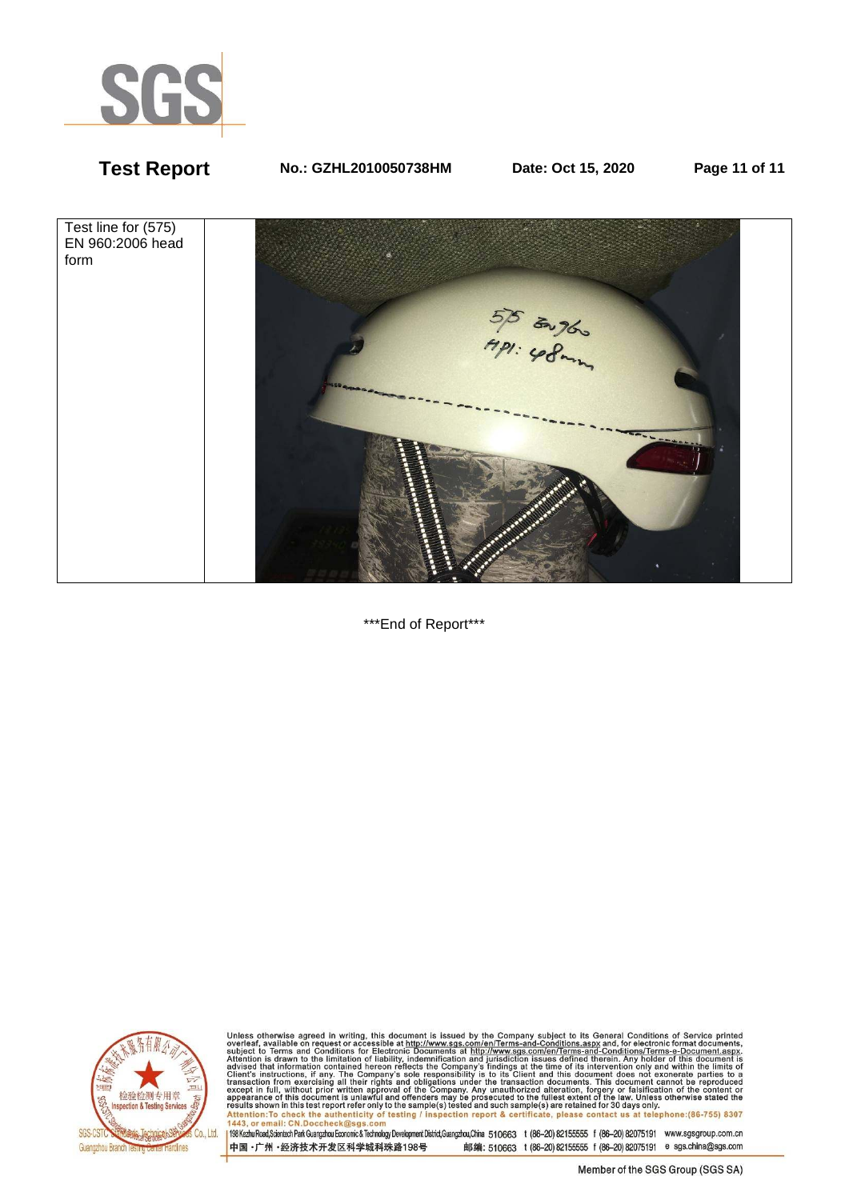| | |
|---|---|
| Test line for (575) EN 960:2006 head form | |

***End of Report***